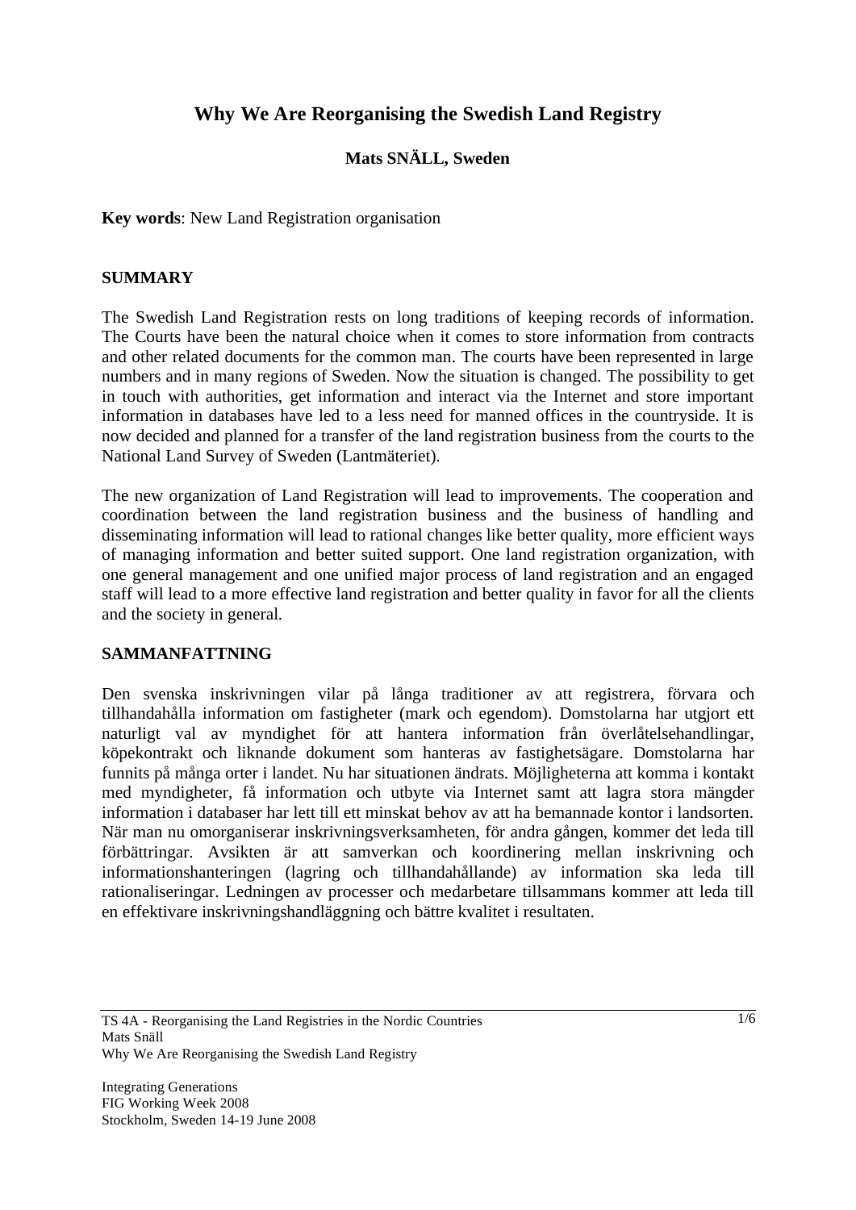# Why We Are Reorganising the Swedish Land Registry

**Mats SNÄLL, Sweden**

**Key words**: New Land Registration organisation

## SUMMARY

The Swedish Land Registration rests on long traditions of keeping records of information. The Courts have been the natural choice when it comes to store information from contracts and other related documents for the common man. The courts have been represented in large numbers and in many regions of Sweden. Now the situation is changed. The possibility to get in touch with authorities, get information and interact via the Internet and store important information in databases have led to a less need for manned offices in the countryside. It is now decided and planned for a transfer of the land registration business from the courts to the National Land Survey of Sweden (Lantmäteriet).

The new organization of Land Registration will lead to improvements. The cooperation and coordination between the land registration business and the business of handling and disseminating information will lead to rational changes like better quality, more efficient ways of managing information and better suited support. One land registration organization, with one general management and one unified major process of land registration and an engaged staff will lead to a more effective land registration and better quality in favor for all the clients and the society in general.

## SAMMANFATTNING

Den svenska inskrivningen vilar på långa traditioner av att registrera, förvara och tillhandahålla information om fastigheter (mark och egendom). Domstolarna har utgjort ett naturligt val av myndighet för att hantera information från överlåtelsehandlingar, köpekontrakt och liknande dokument som hanteras av fastighetsägare. Domstolarna har funnits på många orter i landet. Nu har situationen ändrats. Möjligheterna att komma i kontakt med myndigheter, få information och utbyte via Internet samt att lagra stora mängder information i databaser har lett till ett minskat behov av att ha bemannade kontor i landsorten. När man nu omorganiserar inskrivningsverksamheten, för andra gången, kommer det leda till förbättringar. Avsikten är att samverkan och koordinering mellan inskrivning och informationshanteringen (lagring och tillhandahållande) av information ska leda till rationaliseringar. Ledningen av processer och medarbetare tillsammans kommer att leda till en effektivare inskrivningshandläggning och bättre kvalitet i resultaten.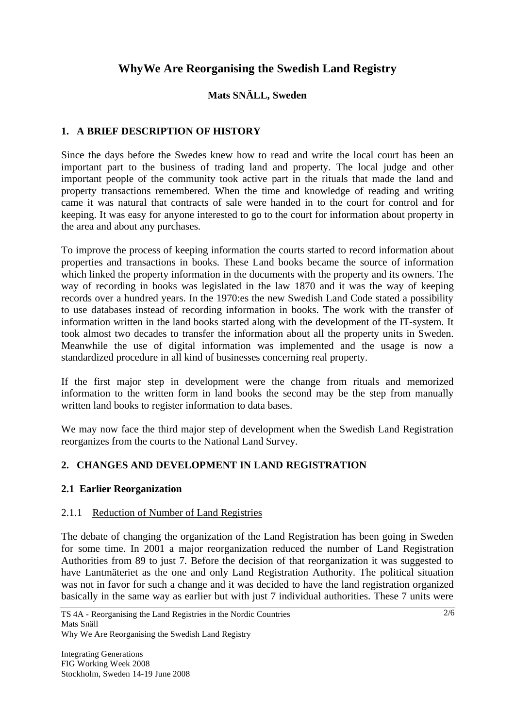# WhyWe Are Reorganising the Swedish Land Registry

**Mats SNÄLL, Sweden**

## 1. A BRIEF DESCRIPTION OF HISTORY

Since the days before the Swedes knew how to read and write the local court has been an important part to the business of trading land and property. The local judge and other important people of the community took active part in the rituals that made the land and property transactions remembered. When the time and knowledge of reading and writing came it was natural that contracts of sale were handed in to the court for control and for keeping. It was easy for anyone interested to go to the court for information about property in the area and about any purchases.

To improve the process of keeping information the courts started to record information about properties and transactions in books. These Land books became the source of information which linked the property information in the documents with the property and its owners. The way of recording in books was legislated in the law 1870 and it was the way of keeping records over a hundred years. In the 1970:es the new Swedish Land Code stated a possibility to use databases instead of recording information in books. The work with the transfer of information written in the land books started along with the development of the IT-system. It took almost two decades to transfer the information about all the property units in Sweden. Meanwhile the use of digital information was implemented and the usage is now a standardized procedure in all kind of businesses concerning real property.

If the first major step in development were the change from rituals and memorized information to the written form in land books the second may be the step from manually written land books to register information to data bases.

We may now face the third major step of development when the Swedish Land Registration reorganizes from the courts to the National Land Survey.

## 2. CHANGES AND DEVELOPMENT IN LAND REGISTRATION

### 2.1 Earlier Reorganization

#### 2.1.1 Reduction of Number of Land Registries

The debate of changing the organization of the Land Registration has been going in Sweden for some time. In 2001 a major reorganization reduced the number of Land Registration Authorities from 89 to just 7. Before the decision of that reorganization it was suggested to have Lantmäteriet as the one and only Land Registration Authority. The political situation was not in favor for such a change and it was decided to have the land registration organized basically in the same way as earlier but with just 7 individual authorities. These 7 units were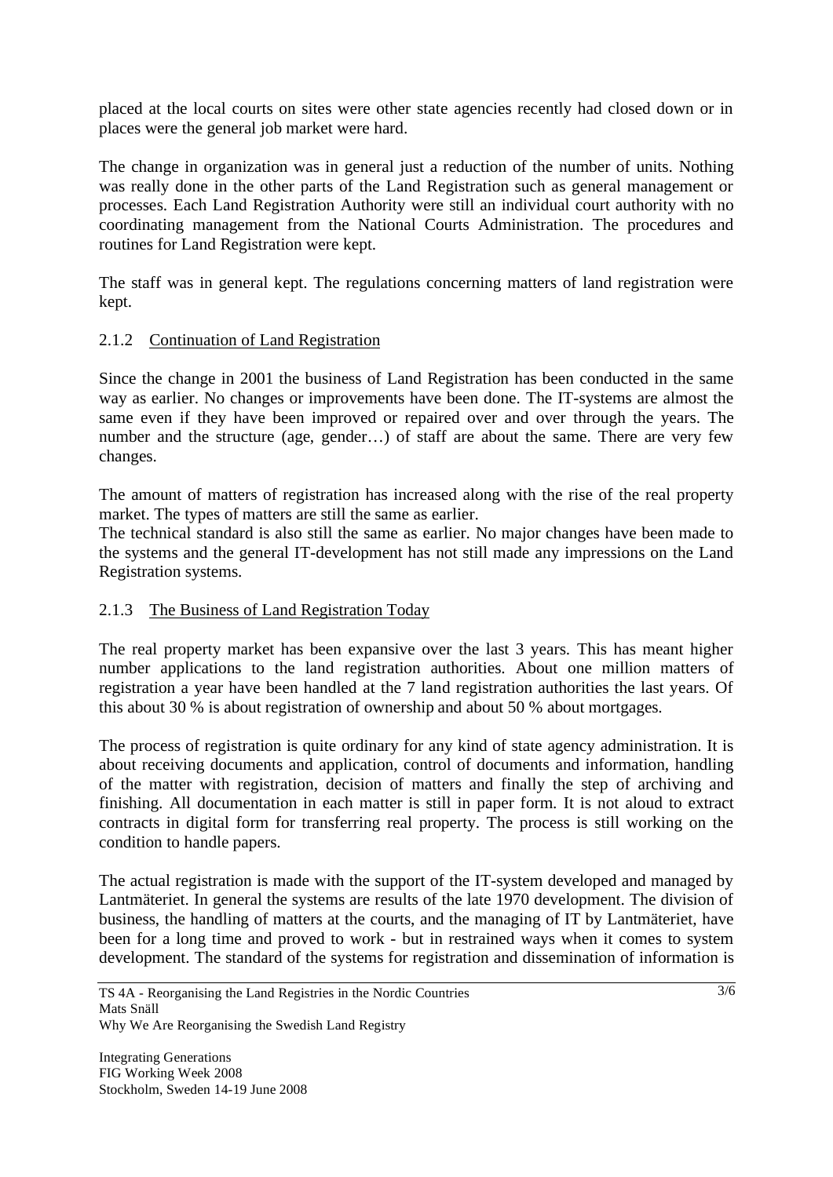placed at the local courts on sites were other state agencies recently had closed down or in places were the general job market were hard.

The change in organization was in general just a reduction of the number of units. Nothing was really done in the other parts of the Land Registration such as general management or processes. Each Land Registration Authority were still an individual court authority with no coordinating management from the National Courts Administration. The procedures and routines for Land Registration were kept.

The staff was in general kept. The regulations concerning matters of land registration were kept.

### 2.1.2 Continuation of Land Registration

Since the change in 2001 the business of Land Registration has been conducted in the same way as earlier. No changes or improvements have been done. The IT-systems are almost the same even if they have been improved or repaired over and over through the years. The number and the structure (age, gender…) of staff are about the same. There are very few changes.

The amount of matters of registration has increased along with the rise of the real property market. The types of matters are still the same as earlier.
The technical standard is also still the same as earlier. No major changes have been made to the systems and the general IT-development has not still made any impressions on the Land Registration systems.

### 2.1.3 The Business of Land Registration Today

The real property market has been expansive over the last 3 years. This has meant higher number applications to the land registration authorities. About one million matters of registration a year have been handled at the 7 land registration authorities the last years. Of this about 30 % is about registration of ownership and about 50 % about mortgages.

The process of registration is quite ordinary for any kind of state agency administration. It is about receiving documents and application, control of documents and information, handling of the matter with registration, decision of matters and finally the step of archiving and finishing. All documentation in each matter is still in paper form. It is not aloud to extract contracts in digital form for transferring real property. The process is still working on the condition to handle papers.

The actual registration is made with the support of the IT-system developed and managed by Lantmäteriet. In general the systems are results of the late 1970 development. The division of business, the handling of matters at the courts, and the managing of IT by Lantmäteriet, have been for a long time and proved to work - but in restrained ways when it comes to system development. The standard of the systems for registration and dissemination of information is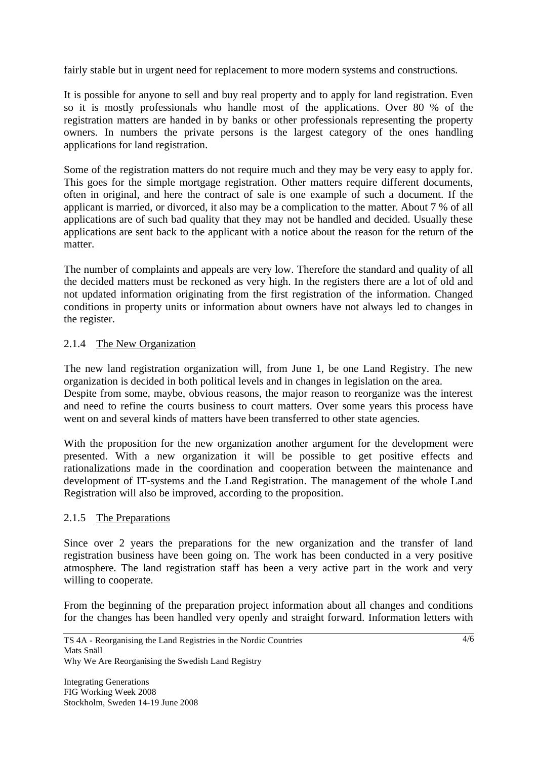fairly stable but in urgent need for replacement to more modern systems and constructions.

It is possible for anyone to sell and buy real property and to apply for land registration. Even so it is mostly professionals who handle most of the applications. Over 80 % of the registration matters are handed in by banks or other professionals representing the property owners. In numbers the private persons is the largest category of the ones handling applications for land registration.

Some of the registration matters do not require much and they may be very easy to apply for. This goes for the simple mortgage registration. Other matters require different documents, often in original, and here the contract of sale is one example of such a document. If the applicant is married, or divorced, it also may be a complication to the matter. About 7 % of all applications are of such bad quality that they may not be handled and decided. Usually these applications are sent back to the applicant with a notice about the reason for the return of the matter.

The number of complaints and appeals are very low. Therefore the standard and quality of all the decided matters must be reckoned as very high. In the registers there are a lot of old and not updated information originating from the first registration of the information. Changed conditions in property units or information about owners have not always led to changes in the register.

### 2.1.4 The New Organization

The new land registration organization will, from June 1, be one Land Registry. The new organization is decided in both political levels and in changes in legislation on the area.
Despite from some, maybe, obvious reasons, the major reason to reorganize was the interest and need to refine the courts business to court matters. Over some years this process have went on and several kinds of matters have been transferred to other state agencies.

With the proposition for the new organization another argument for the development were presented. With a new organization it will be possible to get positive effects and rationalizations made in the coordination and cooperation between the maintenance and development of IT-systems and the Land Registration. The management of the whole Land Registration will also be improved, according to the proposition.

### 2.1.5 The Preparations

Since over 2 years the preparations for the new organization and the transfer of land registration business have been going on. The work has been conducted in a very positive atmosphere. The land registration staff has been a very active part in the work and very willing to cooperate.

From the beginning of the preparation project information about all changes and conditions for the changes has been handled very openly and straight forward. Information letters with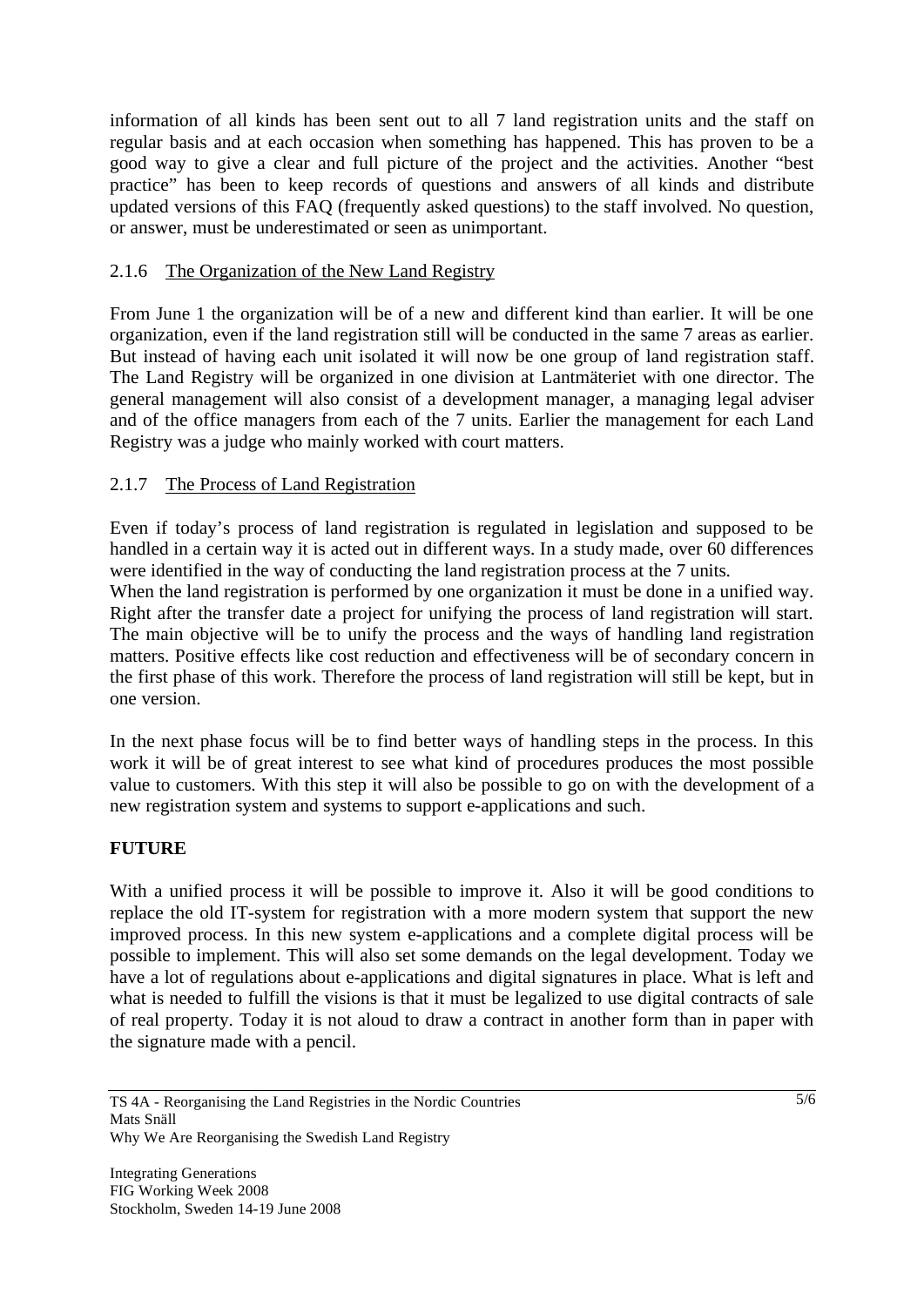information of all kinds has been sent out to all 7 land registration units and the staff on regular basis and at each occasion when something has happened. This has proven to be a good way to give a clear and full picture of the project and the activities. Another "best practice" has been to keep records of questions and answers of all kinds and distribute updated versions of this FAQ (frequently asked questions) to the staff involved. No question, or answer, must be underestimated or seen as unimportant.

### 2.1.6 The Organization of the New Land Registry

From June 1 the organization will be of a new and different kind than earlier. It will be one organization, even if the land registration still will be conducted in the same 7 areas as earlier. But instead of having each unit isolated it will now be one group of land registration staff. The Land Registry will be organized in one division at Lantmäteriet with one director. The general management will also consist of a development manager, a managing legal adviser and of the office managers from each of the 7 units. Earlier the management for each Land Registry was a judge who mainly worked with court matters.

### 2.1.7 The Process of Land Registration

Even if today's process of land registration is regulated in legislation and supposed to be handled in a certain way it is acted out in different ways. In a study made, over 60 differences were identified in the way of conducting the land registration process at the 7 units.
When the land registration is performed by one organization it must be done in a unified way. Right after the transfer date a project for unifying the process of land registration will start. The main objective will be to unify the process and the ways of handling land registration matters. Positive effects like cost reduction and effectiveness will be of secondary concern in the first phase of this work. Therefore the process of land registration will still be kept, but in one version.

In the next phase focus will be to find better ways of handling steps in the process. In this work it will be of great interest to see what kind of procedures produces the most possible value to customers. With this step it will also be possible to go on with the development of a new registration system and systems to support e-applications and such.

## FUTURE

With a unified process it will be possible to improve it. Also it will be good conditions to replace the old IT-system for registration with a more modern system that support the new improved process. In this new system e-applications and a complete digital process will be possible to implement. This will also set some demands on the legal development. Today we have a lot of regulations about e-applications and digital signatures in place. What is left and what is needed to fulfill the visions is that it must be legalized to use digital contracts of sale of real property. Today it is not aloud to draw a contract in another form than in paper with the signature made with a pencil.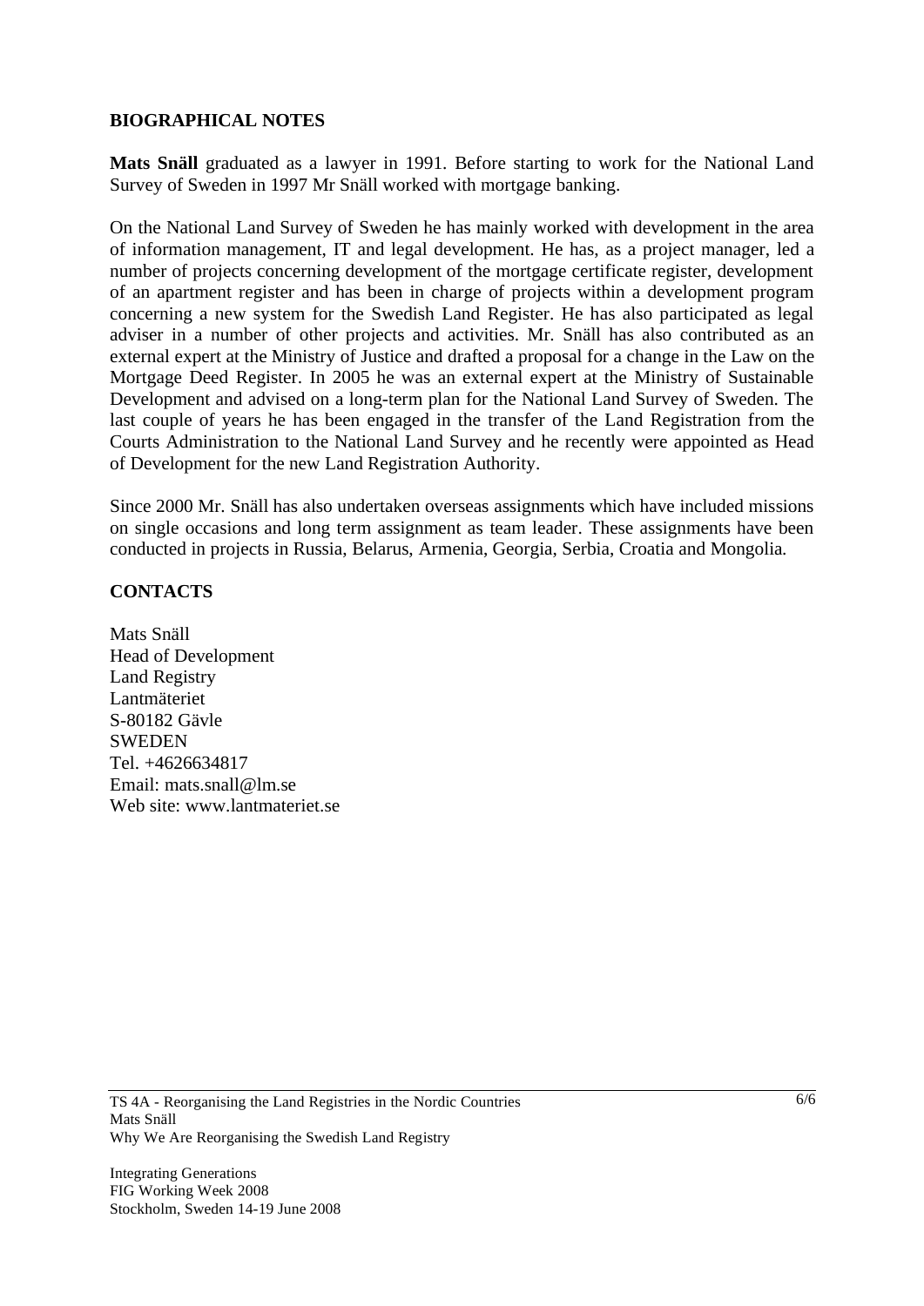## BIOGRAPHICAL NOTES

**Mats Snäll** graduated as a lawyer in 1991. Before starting to work for the National Land Survey of Sweden in 1997 Mr Snäll worked with mortgage banking.

On the National Land Survey of Sweden he has mainly worked with development in the area of information management, IT and legal development. He has, as a project manager, led a number of projects concerning development of the mortgage certificate register, development of an apartment register and has been in charge of projects within a development program concerning a new system for the Swedish Land Register. He has also participated as legal adviser in a number of other projects and activities. Mr. Snäll has also contributed as an external expert at the Ministry of Justice and drafted a proposal for a change in the Law on the Mortgage Deed Register. In 2005 he was an external expert at the Ministry of Sustainable Development and advised on a long-term plan for the National Land Survey of Sweden. The last couple of years he has been engaged in the transfer of the Land Registration from the Courts Administration to the National Land Survey and he recently were appointed as Head of Development for the new Land Registration Authority.

Since 2000 Mr. Snäll has also undertaken overseas assignments which have included missions on single occasions and long term assignment as team leader. These assignments have been conducted in projects in Russia, Belarus, Armenia, Georgia, Serbia, Croatia and Mongolia.

## CONTACTS

Mats Snäll
Head of Development
Land Registry
Lantmäteriet
S-80182 Gävle
SWEDEN
Tel. +4626634817
Email: mats.snall@lm.se
Web site: www.lantmateriet.se